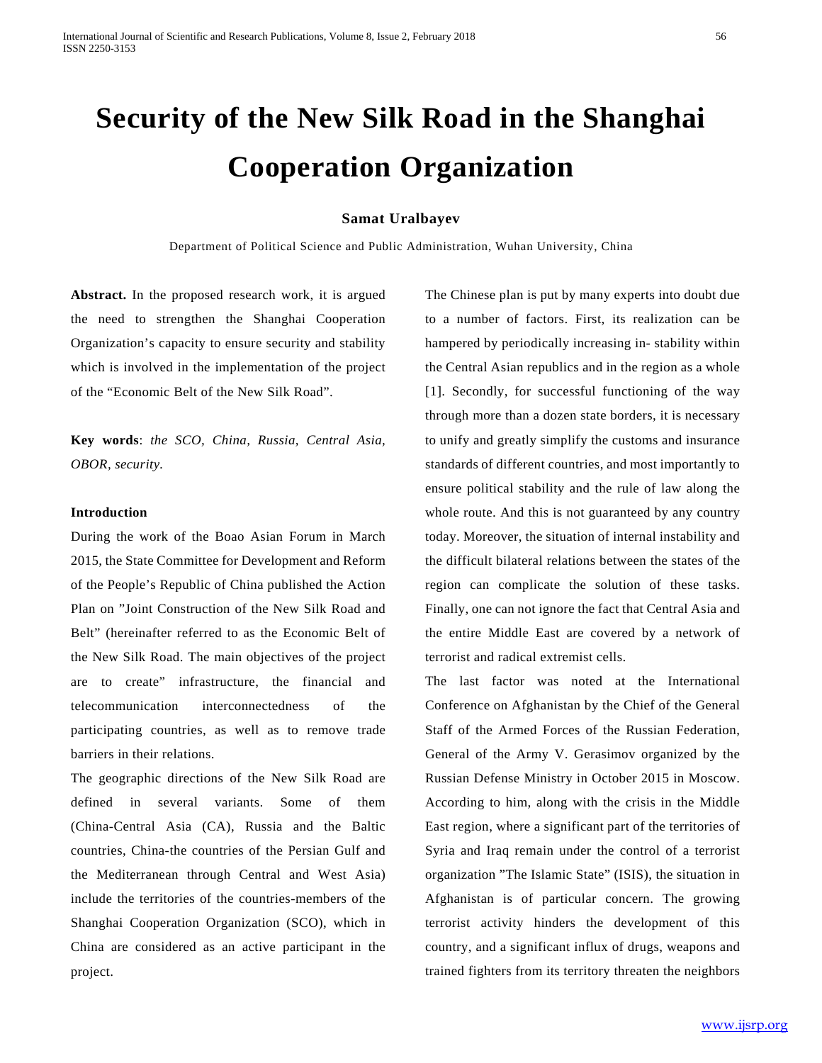# Security of the New Silk Road in the Shanghai Cooperation Organization

**Samat Uralbayev**

Department of Political Science and Public Administration, Wuhan University, China

**Abstract.** In the proposed research work, it is argued the need to strengthen the Shanghai Cooperation Organization's capacity to ensure security and stability which is involved in the implementation of the project of the "Economic Belt of the New Silk Road".

**Key words**: *the SCO, China, Russia, Central Asia, OBOR, security.*

### Introduction

During the work of the Boao Asian Forum in March 2015, the State Committee for Development and Reform of the People's Republic of China published the Action Plan on "Joint Construction of the New Silk Road and Belt" (hereinafter referred to as the Economic Belt of the New Silk Road. The main objectives of the project are to create" infrastructure, the financial and telecommunication interconnectedness of the participating countries, as well as to remove trade barriers in their relations.

The geographic directions of the New Silk Road are defined in several variants. Some of them (China-Central Asia (CA), Russia and the Baltic countries, China-the countries of the Persian Gulf and the Mediterranean through Central and West Asia) include the territories of the countries-members of the Shanghai Cooperation Organization (SCO), which in China are considered as an active participant in the project.

The Chinese plan is put by many experts into doubt due to a number of factors. First, its realization can be hampered by periodically increasing in- stability within the Central Asian republics and in the region as a whole [1]. Secondly, for successful functioning of the way through more than a dozen state borders, it is necessary to unify and greatly simplify the customs and insurance standards of different countries, and most importantly to ensure political stability and the rule of law along the whole route. And this is not guaranteed by any country today. Moreover, the situation of internal instability and the difficult bilateral relations between the states of the region can complicate the solution of these tasks. Finally, one can not ignore the fact that Central Asia and the entire Middle East are covered by a network of terrorist and radical extremist cells.

The last factor was noted at the International Conference on Afghanistan by the Chief of the General Staff of the Armed Forces of the Russian Federation, General of the Army V. Gerasimov organized by the Russian Defense Ministry in October 2015 in Moscow. According to him, along with the crisis in the Middle East region, where a significant part of the territories of Syria and Iraq remain under the control of a terrorist organization "The Islamic State" (ISIS), the situation in Afghanistan is of particular concern. The growing terrorist activity hinders the development of this country, and a significant influx of drugs, weapons and trained fighters from its territory threaten the neighbors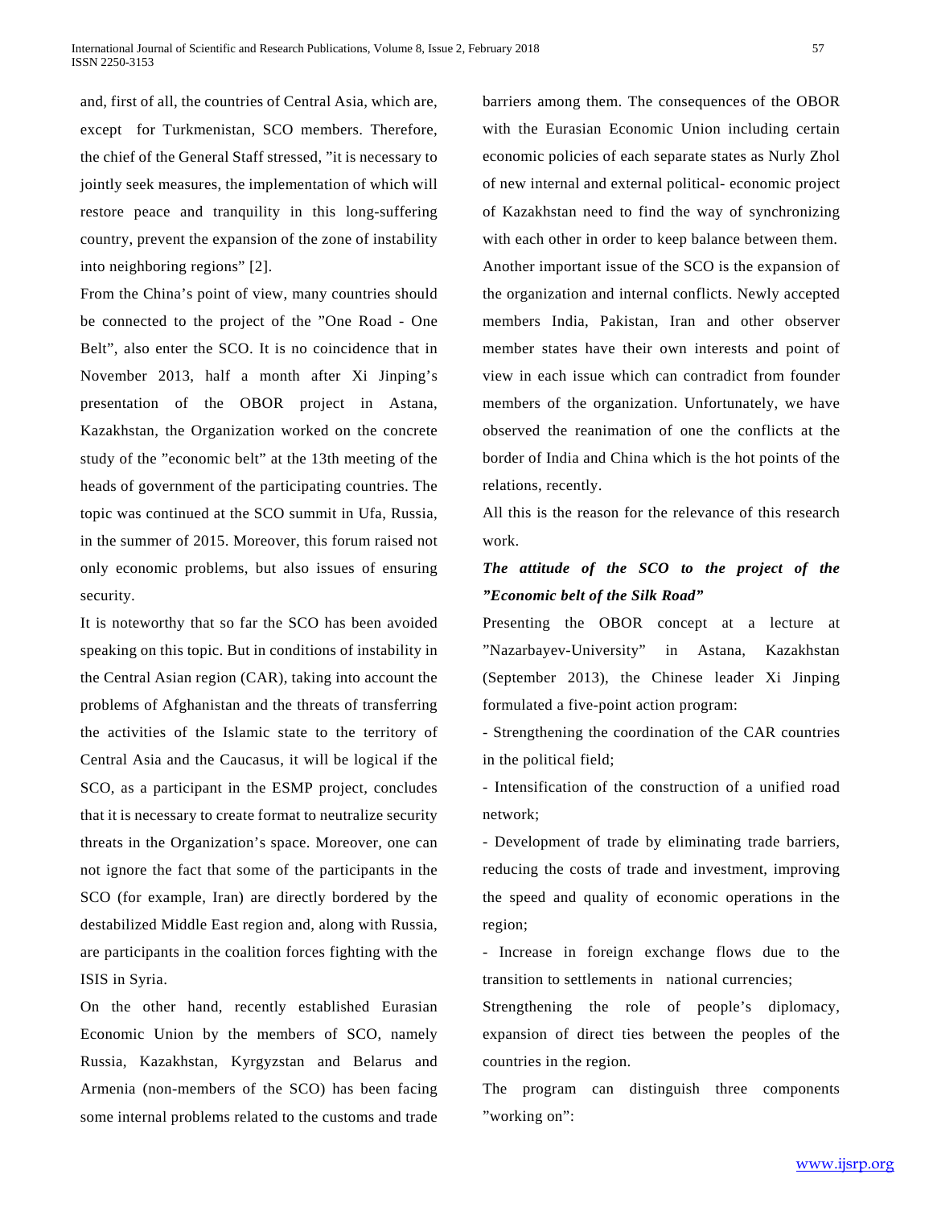and, first of all, the countries of Central Asia, which are, except for Turkmenistan, SCO members. Therefore, the chief of the General Staff stressed, "it is necessary to jointly seek measures, the implementation of which will restore peace and tranquility in this long-suffering country, prevent the expansion of the zone of instability into neighboring regions" [2].

From the China's point of view, many countries should be connected to the project of the "One Road - One Belt", also enter the SCO. It is no coincidence that in November 2013, half a month after Xi Jinping's presentation of the OBOR project in Astana, Kazakhstan, the Organization worked on the concrete study of the "economic belt" at the 13th meeting of the heads of government of the participating countries. The topic was continued at the SCO summit in Ufa, Russia, in the summer of 2015. Moreover, this forum raised not only economic problems, but also issues of ensuring security.

It is noteworthy that so far the SCO has been avoided speaking on this topic. But in conditions of instability in the Central Asian region (CAR), taking into account the problems of Afghanistan and the threats of transferring the activities of the Islamic state to the territory of Central Asia and the Caucasus, it will be logical if the SCO, as a participant in the ESMP project, concludes that it is necessary to create format to neutralize security threats in the Organization's space. Moreover, one can not ignore the fact that some of the participants in the SCO (for example, Iran) are directly bordered by the destabilized Middle East region and, along with Russia, are participants in the coalition forces fighting with the ISIS in Syria.

On the other hand, recently established Eurasian Economic Union by the members of SCO, namely Russia, Kazakhstan, Kyrgyzstan and Belarus and Armenia (non-members of the SCO) has been facing some internal problems related to the customs and trade barriers among them. The consequences of the OBOR with the Eurasian Economic Union including certain economic policies of each separate states as Nurly Zhol of new internal and external political- economic project of Kazakhstan need to find the way of synchronizing with each other in order to keep balance between them.

Another important issue of the SCO is the expansion of the organization and internal conflicts. Newly accepted members India, Pakistan, Iran and other observer member states have their own interests and point of view in each issue which can contradict from founder members of the organization. Unfortunately, we have observed the reanimation of one the conflicts at the border of India and China which is the hot points of the relations, recently.

All this is the reason for the relevance of this research work.

***The attitude of the SCO to the project of the "Economic belt of the Silk Road"***

Presenting the OBOR concept at a lecture at "Nazarbayev-University" in Astana, Kazakhstan (September 2013), the Chinese leader Xi Jinping formulated a five-point action program:

- Strengthening the coordination of the CAR countries in the political field;
- Intensification of the construction of a unified road network;
- Development of trade by eliminating trade barriers, reducing the costs of trade and investment, improving the speed and quality of economic operations in the region;
- Increase in foreign exchange flows due to the transition to settlements in national currencies;

Strengthening the role of people's diplomacy, expansion of direct ties between the peoples of the countries in the region.

The program can distinguish three components "working on":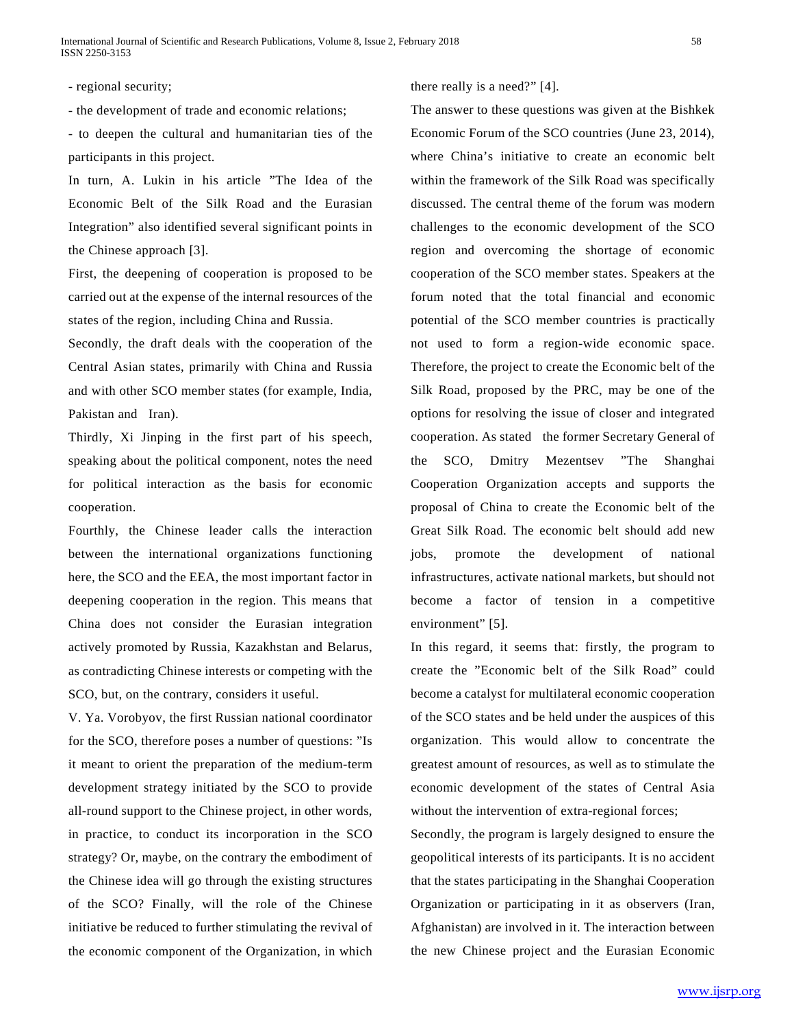- regional security;

- the development of trade and economic relations;

- to deepen the cultural and humanitarian ties of the participants in this project.

In turn, A. Lukin in his article "The Idea of the Economic Belt of the Silk Road and the Eurasian Integration" also identified several significant points in the Chinese approach [3].

First, the deepening of cooperation is proposed to be carried out at the expense of the internal resources of the states of the region, including China and Russia.

Secondly, the draft deals with the cooperation of the Central Asian states, primarily with China and Russia and with other SCO member states (for example, India, Pakistan and Iran).

Thirdly, Xi Jinping in the first part of his speech, speaking about the political component, notes the need for political interaction as the basis for economic cooperation.

Fourthly, the Chinese leader calls the interaction between the international organizations functioning here, the SCO and the EEA, the most important factor in deepening cooperation in the region. This means that China does not consider the Eurasian integration actively promoted by Russia, Kazakhstan and Belarus, as contradicting Chinese interests or competing with the SCO, but, on the contrary, considers it useful.

V. Ya. Vorobyov, the first Russian national coordinator for the SCO, therefore poses a number of questions: "Is it meant to orient the preparation of the medium-term development strategy initiated by the SCO to provide all-round support to the Chinese project, in other words, in practice, to conduct its incorporation in the SCO strategy? Or, maybe, on the contrary the embodiment of the Chinese idea will go through the existing structures of the SCO? Finally, will the role of the Chinese initiative be reduced to further stimulating the revival of the economic component of the Organization, in which there really is a need?" [4].

The answer to these questions was given at the Bishkek Economic Forum of the SCO countries (June 23, 2014), where China's initiative to create an economic belt within the framework of the Silk Road was specifically discussed. The central theme of the forum was modern challenges to the economic development of the SCO region and overcoming the shortage of economic cooperation of the SCO member states. Speakers at the forum noted that the total financial and economic potential of the SCO member countries is practically not used to form a region-wide economic space. Therefore, the project to create the Economic belt of the Silk Road, proposed by the PRC, may be one of the options for resolving the issue of closer and integrated cooperation. As stated the former Secretary General of the SCO, Dmitry Mezentsev "The Shanghai Cooperation Organization accepts and supports the proposal of China to create the Economic belt of the Great Silk Road. The economic belt should add new jobs, promote the development of national infrastructures, activate national markets, but should not become a factor of tension in a competitive environment" [5].

In this regard, it seems that: firstly, the program to create the "Economic belt of the Silk Road" could become a catalyst for multilateral economic cooperation of the SCO states and be held under the auspices of this organization. This would allow to concentrate the greatest amount of resources, as well as to stimulate the economic development of the states of Central Asia without the intervention of extra-regional forces;

Secondly, the program is largely designed to ensure the geopolitical interests of its participants. It is no accident that the states participating in the Shanghai Cooperation Organization or participating in it as observers (Iran, Afghanistan) are involved in it. The interaction between the new Chinese project and the Eurasian Economic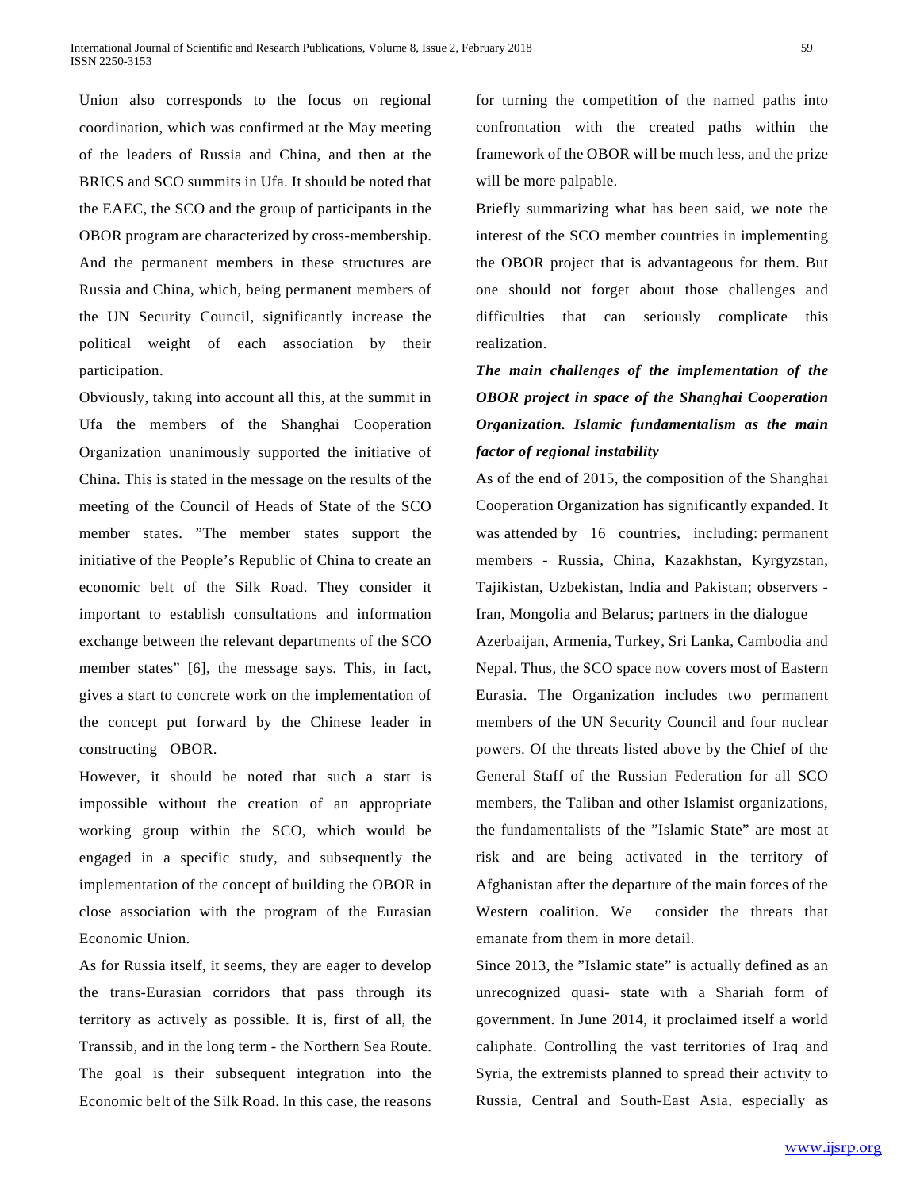Union also corresponds to the focus on regional coordination, which was confirmed at the May meeting of the leaders of Russia and China, and then at the BRICS and SCO summits in Ufa. It should be noted that the EAEC, the SCO and the group of participants in the OBOR program are characterized by cross-membership. And the permanent members in these structures are Russia and China, which, being permanent members of the UN Security Council, significantly increase the political weight of each association by their participation.

Obviously, taking into account all this, at the summit in Ufa the members of the Shanghai Cooperation Organization unanimously supported the initiative of China. This is stated in the message on the results of the meeting of the Council of Heads of State of the SCO member states. "The member states support the initiative of the People's Republic of China to create an economic belt of the Silk Road. They consider it important to establish consultations and information exchange between the relevant departments of the SCO member states" [6], the message says. This, in fact, gives a start to concrete work on the implementation of the concept put forward by the Chinese leader in constructing OBOR.

However, it should be noted that such a start is impossible without the creation of an appropriate working group within the SCO, which would be engaged in a specific study, and subsequently the implementation of the concept of building the OBOR in close association with the program of the Eurasian Economic Union.

As for Russia itself, it seems, they are eager to develop the trans-Eurasian corridors that pass through its territory as actively as possible. It is, first of all, the Transsib, and in the long term - the Northern Sea Route. The goal is their subsequent integration into the Economic belt of the Silk Road. In this case, the reasons for turning the competition of the named paths into confrontation with the created paths within the framework of the OBOR will be much less, and the prize will be more palpable.

Briefly summarizing what has been said, we note the interest of the SCO member countries in implementing the OBOR project that is advantageous for them. But one should not forget about those challenges and difficulties that can seriously complicate this realization.

***The main challenges of the implementation of the OBOR project in space of the Shanghai Cooperation Organization. Islamic fundamentalism as the main factor of regional instability***

As of the end of 2015, the composition of the Shanghai Cooperation Organization has significantly expanded. It was attended by 16 countries, including: permanent members - Russia, China, Kazakhstan, Kyrgyzstan, Tajikistan, Uzbekistan, India and Pakistan; observers - Iran, Mongolia and Belarus; partners in the dialogue Azerbaijan, Armenia, Turkey, Sri Lanka, Cambodia and Nepal. Thus, the SCO space now covers most of Eastern Eurasia. The Organization includes two permanent members of the UN Security Council and four nuclear powers. Of the threats listed above by the Chief of the General Staff of the Russian Federation for all SCO members, the Taliban and other Islamist organizations, the fundamentalists of the "Islamic State" are most at risk and are being activated in the territory of Afghanistan after the departure of the main forces of the Western coalition. We consider the threats that emanate from them in more detail.

Since 2013, the "Islamic state" is actually defined as an unrecognized quasi- state with a Shariah form of government. In June 2014, it proclaimed itself a world caliphate. Controlling the vast territories of Iraq and Syria, the extremists planned to spread their activity to Russia, Central and South-East Asia, especially as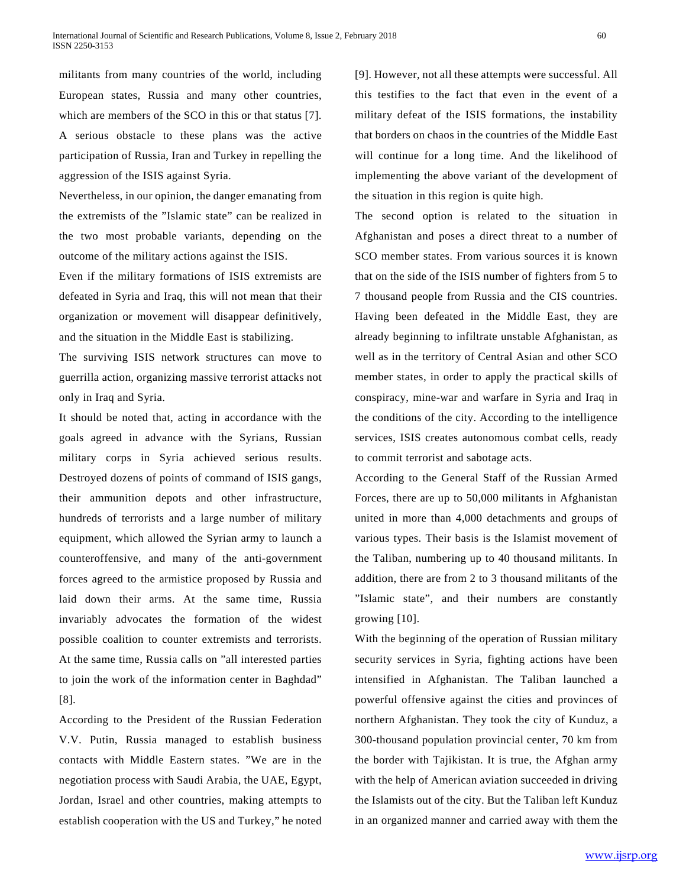militants from many countries of the world, including European states, Russia and many other countries, which are members of the SCO in this or that status [7]. A serious obstacle to these plans was the active participation of Russia, Iran and Turkey in repelling the aggression of the ISIS against Syria.

Nevertheless, in our opinion, the danger emanating from the extremists of the "Islamic state" can be realized in the two most probable variants, depending on the outcome of the military actions against the ISIS.

Even if the military formations of ISIS extremists are defeated in Syria and Iraq, this will not mean that their organization or movement will disappear definitively, and the situation in the Middle East is stabilizing.

The surviving ISIS network structures can move to guerrilla action, organizing massive terrorist attacks not only in Iraq and Syria.

It should be noted that, acting in accordance with the goals agreed in advance with the Syrians, Russian military corps in Syria achieved serious results. Destroyed dozens of points of command of ISIS gangs, their ammunition depots and other infrastructure, hundreds of terrorists and a large number of military equipment, which allowed the Syrian army to launch a counteroffensive, and many of the anti-government forces agreed to the armistice proposed by Russia and laid down their arms. At the same time, Russia invariably advocates the formation of the widest possible coalition to counter extremists and terrorists. At the same time, Russia calls on "all interested parties to join the work of the information center in Baghdad" [8].

According to the President of the Russian Federation V.V. Putin, Russia managed to establish business contacts with Middle Eastern states. "We are in the negotiation process with Saudi Arabia, the UAE, Egypt, Jordan, Israel and other countries, making attempts to establish cooperation with the US and Turkey," he noted [9]. However, not all these attempts were successful. All this testifies to the fact that even in the event of a military defeat of the ISIS formations, the instability that borders on chaos in the countries of the Middle East will continue for a long time. And the likelihood of implementing the above variant of the development of the situation in this region is quite high.

The second option is related to the situation in Afghanistan and poses a direct threat to a number of SCO member states. From various sources it is known that on the side of the ISIS number of fighters from 5 to 7 thousand people from Russia and the CIS countries. Having been defeated in the Middle East, they are already beginning to infiltrate unstable Afghanistan, as well as in the territory of Central Asian and other SCO member states, in order to apply the practical skills of conspiracy, mine-war and warfare in Syria and Iraq in the conditions of the city. According to the intelligence services, ISIS creates autonomous combat cells, ready to commit terrorist and sabotage acts.

According to the General Staff of the Russian Armed Forces, there are up to 50,000 militants in Afghanistan united in more than 4,000 detachments and groups of various types. Their basis is the Islamist movement of the Taliban, numbering up to 40 thousand militants. In addition, there are from 2 to 3 thousand militants of the "Islamic state", and their numbers are constantly growing [10].

With the beginning of the operation of Russian military security services in Syria, fighting actions have been intensified in Afghanistan. The Taliban launched a powerful offensive against the cities and provinces of northern Afghanistan. They took the city of Kunduz, a 300-thousand population provincial center, 70 km from the border with Tajikistan. It is true, the Afghan army with the help of American aviation succeeded in driving the Islamists out of the city. But the Taliban left Kunduz in an organized manner and carried away with them the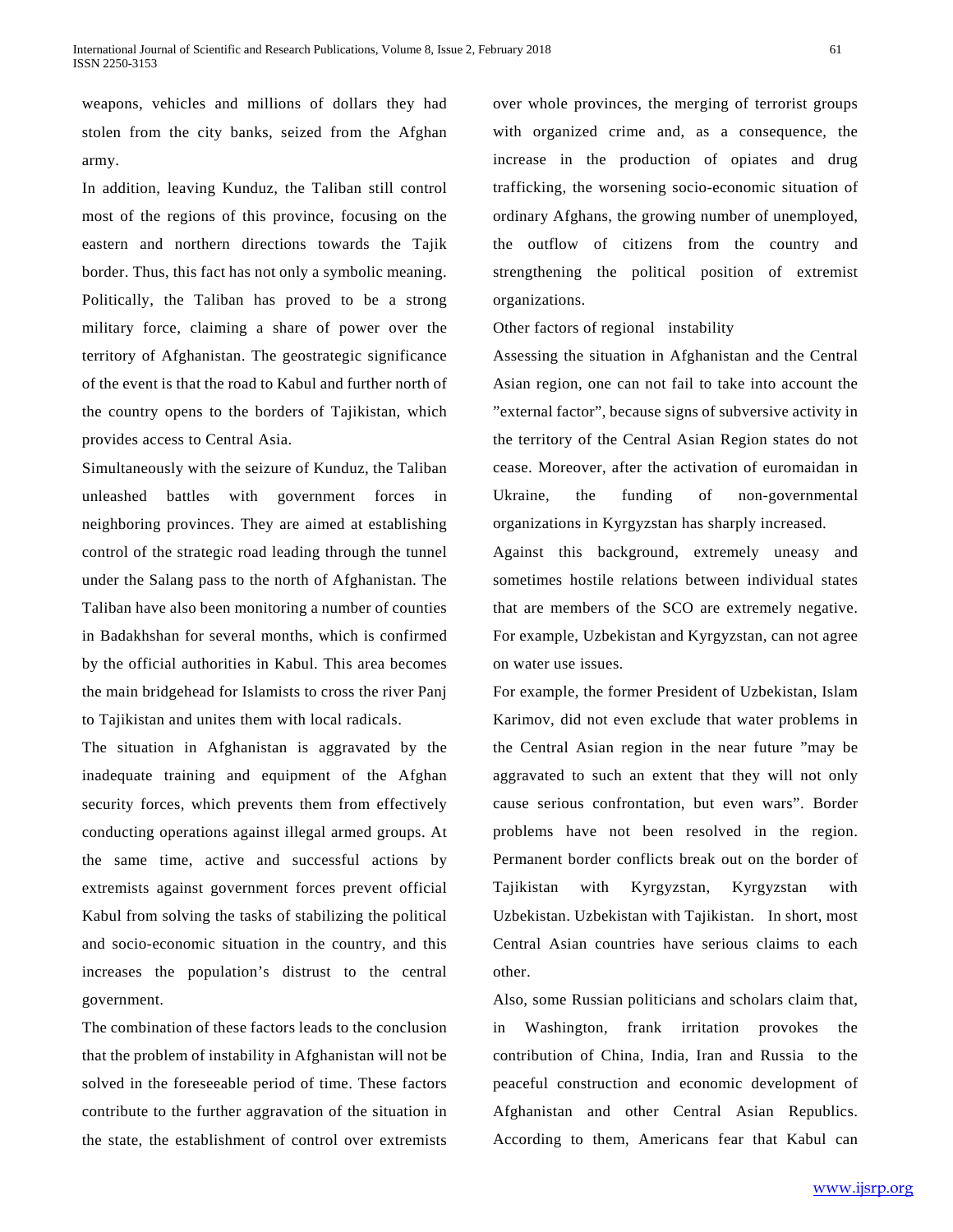weapons, vehicles and millions of dollars they had stolen from the city banks, seized from the Afghan army.

In addition, leaving Kunduz, the Taliban still control most of the regions of this province, focusing on the eastern and northern directions towards the Tajik border. Thus, this fact has not only a symbolic meaning. Politically, the Taliban has proved to be a strong military force, claiming a share of power over the territory of Afghanistan. The geostrategic significance of the event is that the road to Kabul and further north of the country opens to the borders of Tajikistan, which provides access to Central Asia.

Simultaneously with the seizure of Kunduz, the Taliban unleashed battles with government forces in neighboring provinces. They are aimed at establishing control of the strategic road leading through the tunnel under the Salang pass to the north of Afghanistan. The Taliban have also been monitoring a number of counties in Badakhshan for several months, which is confirmed by the official authorities in Kabul. This area becomes the main bridgehead for Islamists to cross the river Panj to Tajikistan and unites them with local radicals.

The situation in Afghanistan is aggravated by the inadequate training and equipment of the Afghan security forces, which prevents them from effectively conducting operations against illegal armed groups. At the same time, active and successful actions by extremists against government forces prevent official Kabul from solving the tasks of stabilizing the political and socio-economic situation in the country, and this increases the population's distrust to the central government.

The combination of these factors leads to the conclusion that the problem of instability in Afghanistan will not be solved in the foreseeable period of time. These factors contribute to the further aggravation of the situation in the state, the establishment of control over extremists over whole provinces, the merging of terrorist groups with organized crime and, as a consequence, the increase in the production of opiates and drug trafficking, the worsening socio-economic situation of ordinary Afghans, the growing number of unemployed, the outflow of citizens from the country and strengthening the political position of extremist organizations.

Other factors of regional instability

Assessing the situation in Afghanistan and the Central Asian region, one can not fail to take into account the "external factor", because signs of subversive activity in the territory of the Central Asian Region states do not cease. Moreover, after the activation of euromaidan in Ukraine, the funding of non-governmental organizations in Kyrgyzstan has sharply increased.

Against this background, extremely uneasy and sometimes hostile relations between individual states that are members of the SCO are extremely negative. For example, Uzbekistan and Kyrgyzstan, can not agree on water use issues.

For example, the former President of Uzbekistan, Islam Karimov, did not even exclude that water problems in the Central Asian region in the near future "may be aggravated to such an extent that they will not only cause serious confrontation, but even wars". Border problems have not been resolved in the region. Permanent border conflicts break out on the border of Tajikistan with Kyrgyzstan, Kyrgyzstan with Uzbekistan. Uzbekistan with Tajikistan. In short, most Central Asian countries have serious claims to each other.

Also, some Russian politicians and scholars claim that, in Washington, frank irritation provokes the contribution of China, India, Iran and Russia to the peaceful construction and economic development of Afghanistan and other Central Asian Republics. According to them, Americans fear that Kabul can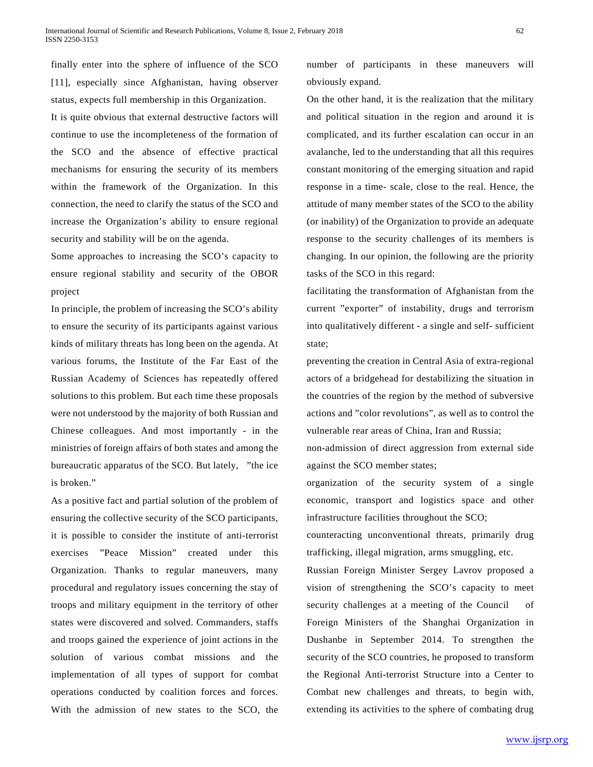finally enter into the sphere of influence of the SCO [11], especially since Afghanistan, having observer status, expects full membership in this Organization.

It is quite obvious that external destructive factors will continue to use the incompleteness of the formation of the SCO and the absence of effective practical mechanisms for ensuring the security of its members within the framework of the Organization. In this connection, the need to clarify the status of the SCO and increase the Organization's ability to ensure regional security and stability will be on the agenda.

## Some approaches to increasing the SCO's capacity to ensure regional stability and security of the OBOR project

In principle, the problem of increasing the SCO's ability to ensure the security of its participants against various kinds of military threats has long been on the agenda. At various forums, the Institute of the Far East of the Russian Academy of Sciences has repeatedly offered solutions to this problem. But each time these proposals were not understood by the majority of both Russian and Chinese colleagues. And most importantly - in the ministries of foreign affairs of both states and among the bureaucratic apparatus of the SCO. But lately, "the ice is broken."

As a positive fact and partial solution of the problem of ensuring the collective security of the SCO participants, it is possible to consider the institute of anti-terrorist exercises "Peace Mission" created under this Organization. Thanks to regular maneuvers, many procedural and regulatory issues concerning the stay of troops and military equipment in the territory of other states were discovered and solved. Commanders, staffs and troops gained the experience of joint actions in the solution of various combat missions and the implementation of all types of support for combat operations conducted by coalition forces and forces. With the admission of new states to the SCO, the number of participants in these maneuvers will obviously expand.

On the other hand, it is the realization that the military and political situation in the region and around it is complicated, and its further escalation can occur in an avalanche, led to the understanding that all this requires constant monitoring of the emerging situation and rapid response in a time- scale, close to the real. Hence, the attitude of many member states of the SCO to the ability (or inability) of the Organization to provide an adequate response to the security challenges of its members is changing. In our opinion, the following are the priority tasks of the SCO in this regard:

facilitating the transformation of Afghanistan from the current "exporter" of instability, drugs and terrorism into qualitatively different - a single and self- sufficient state;

preventing the creation in Central Asia of extra-regional actors of a bridgehead for destabilizing the situation in the countries of the region by the method of subversive actions and "color revolutions", as well as to control the vulnerable rear areas of China, Iran and Russia;

non-admission of direct aggression from external side against the SCO member states;

organization of the security system of a single economic, transport and logistics space and other infrastructure facilities throughout the SCO;

counteracting unconventional threats, primarily drug trafficking, illegal migration, arms smuggling, etc.

Russian Foreign Minister Sergey Lavrov proposed a vision of strengthening the SCO's capacity to meet security challenges at a meeting of the Council of Foreign Ministers of the Shanghai Organization in Dushanbe in September 2014. To strengthen the security of the SCO countries, he proposed to transform the Regional Anti-terrorist Structure into a Center to Combat new challenges and threats, to begin with, extending its activities to the sphere of combating drug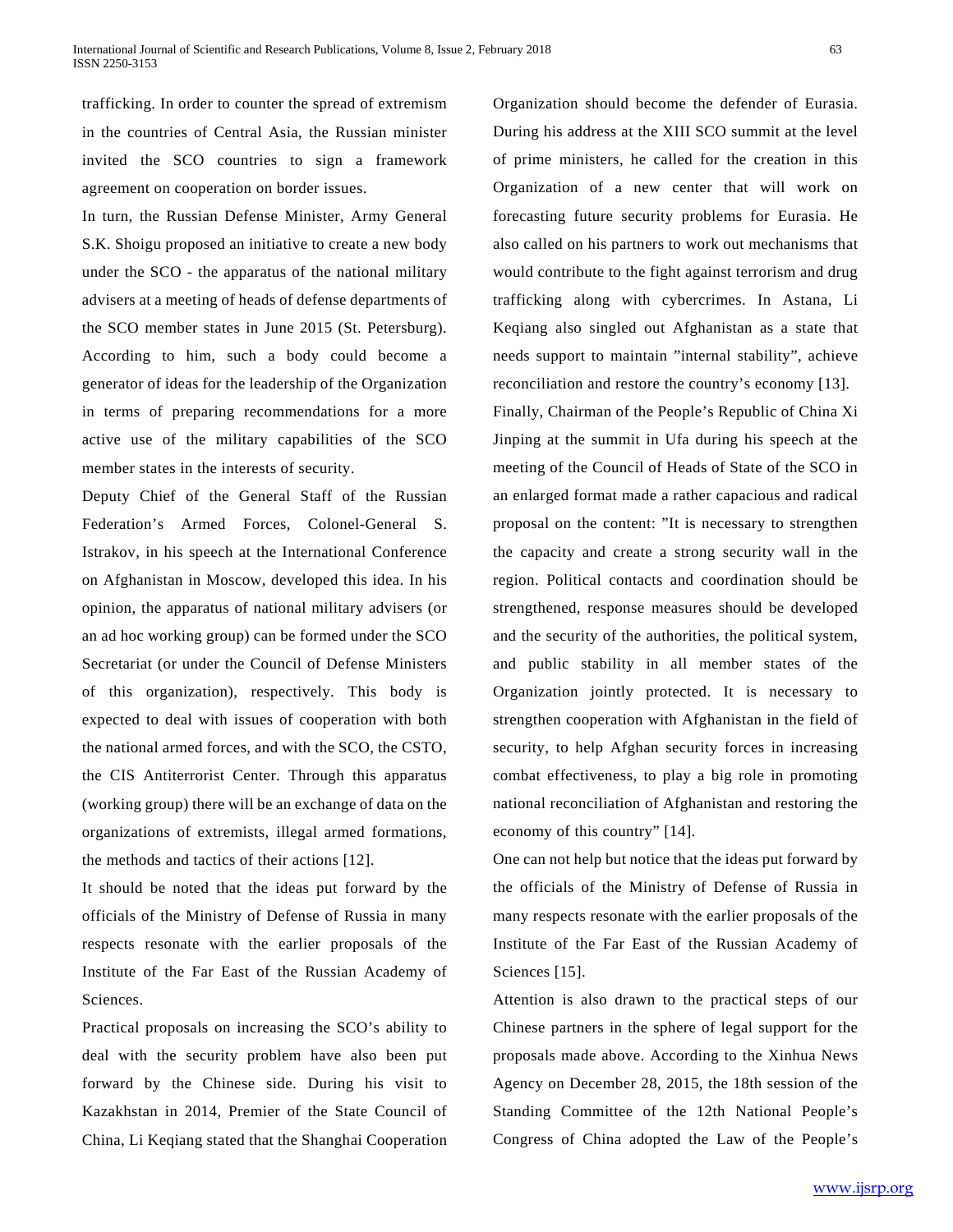trafficking. In order to counter the spread of extremism in the countries of Central Asia, the Russian minister invited the SCO countries to sign a framework agreement on cooperation on border issues.

In turn, the Russian Defense Minister, Army General S.K. Shoigu proposed an initiative to create a new body under the SCO - the apparatus of the national military advisers at a meeting of heads of defense departments of the SCO member states in June 2015 (St. Petersburg). According to him, such a body could become a generator of ideas for the leadership of the Organization in terms of preparing recommendations for a more active use of the military capabilities of the SCO member states in the interests of security.

Deputy Chief of the General Staff of the Russian Federation's Armed Forces, Colonel-General S. Istrakov, in his speech at the International Conference on Afghanistan in Moscow, developed this idea. In his opinion, the apparatus of national military advisers (or an ad hoc working group) can be formed under the SCO Secretariat (or under the Council of Defense Ministers of this organization), respectively. This body is expected to deal with issues of cooperation with both the national armed forces, and with the SCO, the CSTO, the CIS Antiterrorist Center. Through this apparatus (working group) there will be an exchange of data on the organizations of extremists, illegal armed formations, the methods and tactics of their actions [12].

It should be noted that the ideas put forward by the officials of the Ministry of Defense of Russia in many respects resonate with the earlier proposals of the Institute of the Far East of the Russian Academy of Sciences.

Practical proposals on increasing the SCO's ability to deal with the security problem have also been put forward by the Chinese side. During his visit to Kazakhstan in 2014, Premier of the State Council of China, Li Keqiang stated that the Shanghai Cooperation Organization should become the defender of Eurasia. During his address at the XIII SCO summit at the level of prime ministers, he called for the creation in this Organization of a new center that will work on forecasting future security problems for Eurasia. He also called on his partners to work out mechanisms that would contribute to the fight against terrorism and drug trafficking along with cybercrimes. In Astana, Li Keqiang also singled out Afghanistan as a state that needs support to maintain "internal stability", achieve reconciliation and restore the country's economy [13].

Finally, Chairman of the People's Republic of China Xi Jinping at the summit in Ufa during his speech at the meeting of the Council of Heads of State of the SCO in an enlarged format made a rather capacious and radical proposal on the content: "It is necessary to strengthen the capacity and create a strong security wall in the region. Political contacts and coordination should be strengthened, response measures should be developed and the security of the authorities, the political system, and public stability in all member states of the Organization jointly protected. It is necessary to strengthen cooperation with Afghanistan in the field of security, to help Afghan security forces in increasing combat effectiveness, to play a big role in promoting national reconciliation of Afghanistan and restoring the economy of this country" [14].

One can not help but notice that the ideas put forward by the officials of the Ministry of Defense of Russia in many respects resonate with the earlier proposals of the Institute of the Far East of the Russian Academy of Sciences [15].

Attention is also drawn to the practical steps of our Chinese partners in the sphere of legal support for the proposals made above. According to the Xinhua News Agency on December 28, 2015, the 18th session of the Standing Committee of the 12th National People's Congress of China adopted the Law of the People's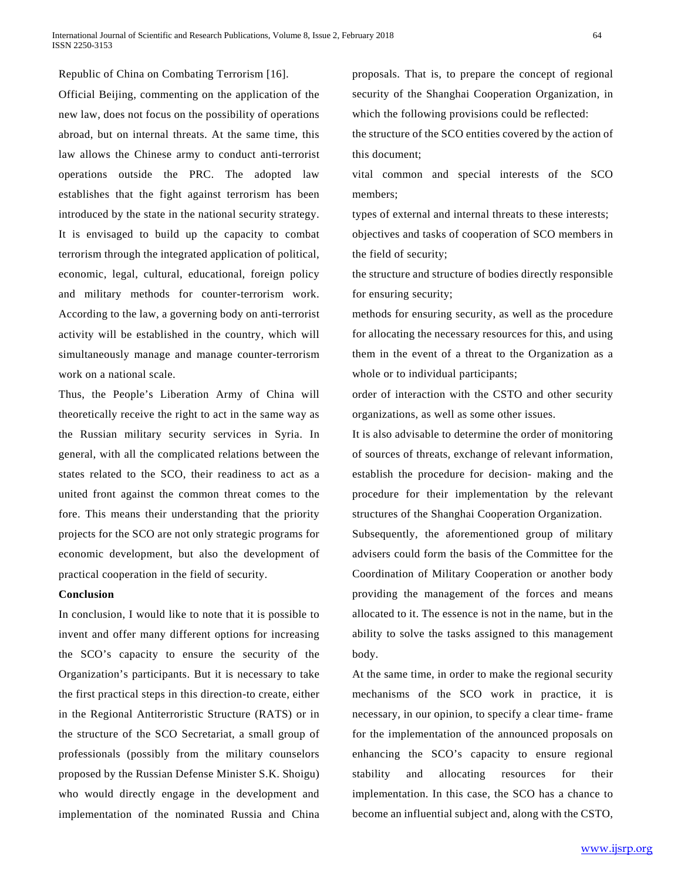Republic of China on Combating Terrorism [16].

Official Beijing, commenting on the application of the new law, does not focus on the possibility of operations abroad, but on internal threats. At the same time, this law allows the Chinese army to conduct anti-terrorist operations outside the PRC. The adopted law establishes that the fight against terrorism has been introduced by the state in the national security strategy. It is envisaged to build up the capacity to combat terrorism through the integrated application of political, economic, legal, cultural, educational, foreign policy and military methods for counter-terrorism work. According to the law, a governing body on anti-terrorist activity will be established in the country, which will simultaneously manage and manage counter-terrorism work on a national scale.

Thus, the People's Liberation Army of China will theoretically receive the right to act in the same way as the Russian military security services in Syria. In general, with all the complicated relations between the states related to the SCO, their readiness to act as a united front against the common threat comes to the fore. This means their understanding that the priority projects for the SCO are not only strategic programs for economic development, but also the development of practical cooperation in the field of security.

**Conclusion**

In conclusion, I would like to note that it is possible to invent and offer many different options for increasing the SCO's capacity to ensure the security of the Organization's participants. But it is necessary to take the first practical steps in this direction-to create, either in the Regional Antiterroristic Structure (RATS) or in the structure of the SCO Secretariat, a small group of professionals (possibly from the military counselors proposed by the Russian Defense Minister S.K. Shoigu) who would directly engage in the development and implementation of the nominated Russia and China proposals. That is, to prepare the concept of regional security of the Shanghai Cooperation Organization, in which the following provisions could be reflected:

the structure of the SCO entities covered by the action of this document;

vital common and special interests of the SCO members;

types of external and internal threats to these interests;

objectives and tasks of cooperation of SCO members in the field of security;

the structure and structure of bodies directly responsible for ensuring security;

methods for ensuring security, as well as the procedure for allocating the necessary resources for this, and using them in the event of a threat to the Organization as a whole or to individual participants;

order of interaction with the CSTO and other security organizations, as well as some other issues.

It is also advisable to determine the order of monitoring of sources of threats, exchange of relevant information, establish the procedure for decision- making and the procedure for their implementation by the relevant structures of the Shanghai Cooperation Organization.

Subsequently, the aforementioned group of military advisers could form the basis of the Committee for the Coordination of Military Cooperation or another body providing the management of the forces and means allocated to it. The essence is not in the name, but in the ability to solve the tasks assigned to this management body.

At the same time, in order to make the regional security mechanisms of the SCO work in practice, it is necessary, in our opinion, to specify a clear time- frame for the implementation of the announced proposals on enhancing the SCO's capacity to ensure regional stability and allocating resources for their implementation. In this case, the SCO has a chance to become an influential subject and, along with the CSTO,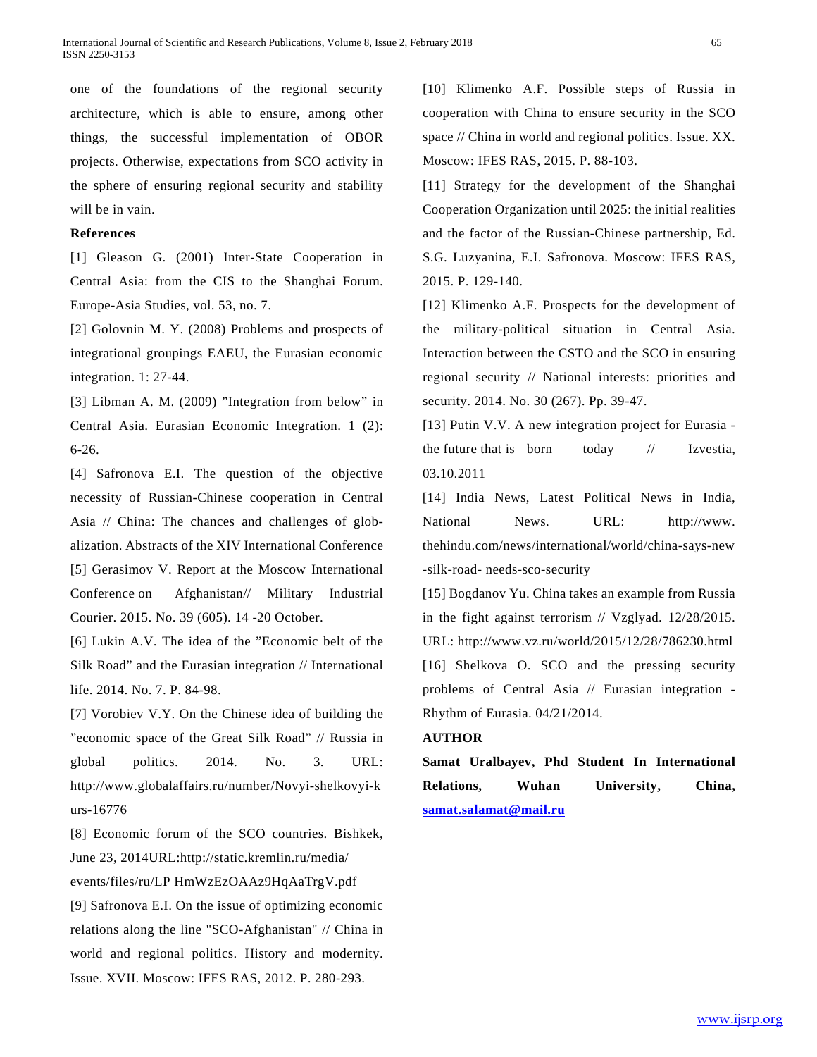one of the foundations of the regional security architecture, which is able to ensure, among other things, the successful implementation of OBOR projects. Otherwise, expectations from SCO activity in the sphere of ensuring regional security and stability will be in vain.

**References**

[1] Gleason G. (2001) Inter-State Cooperation in Central Asia: from the CIS to the Shanghai Forum. Europe-Asia Studies, vol. 53, no. 7.

[2] Golovnin M. Y. (2008) Problems and prospects of integrational groupings EAEU, the Eurasian economic integration. 1: 27-44.

[3] Libman A. M. (2009) "Integration from below" in Central Asia. Eurasian Economic Integration. 1 (2): 6-26.

[4] Safronova E.I. The question of the objective necessity of Russian-Chinese cooperation in Central Asia // China: The chances and challenges of globalization. Abstracts of the XIV International Conference

[5] Gerasimov V. Report at the Moscow International Conference on Afghanistan// Military Industrial Courier. 2015. No. 39 (605). 14 -20 October.

[6] Lukin A.V. The idea of the "Economic belt of the Silk Road" and the Eurasian integration // International life. 2014. No. 7. P. 84-98.

[7] Vorobiev V.Y. On the Chinese idea of building the "economic space of the Great Silk Road" // Russia in global politics. 2014. No. 3. URL: http://www.globalaffairs.ru/number/Novyi-shelkovyi-kurs-16776

[8] Economic forum of the SCO countries. Bishkek, June 23, 2014URL:http://static.kremlin.ru/media/events/files/ru/LP HmWzEzOAAz9HqAaTrgV.pdf

[9] Safronova E.I. On the issue of optimizing economic relations along the line "SCO-Afghanistan" // China in world and regional politics. History and modernity. Issue. XVII. Moscow: IFES RAS, 2012. P. 280-293.

[10] Klimenko A.F. Possible steps of Russia in cooperation with China to ensure security in the SCO space // China in world and regional politics. Issue. XX. Moscow: IFES RAS, 2015. P. 88-103.

[11] Strategy for the development of the Shanghai Cooperation Organization until 2025: the initial realities and the factor of the Russian-Chinese partnership, Ed. S.G. Luzyanina, E.I. Safronova. Moscow: IFES RAS, 2015. P. 129-140.

[12] Klimenko A.F. Prospects for the development of the military-political situation in Central Asia. Interaction between the CSTO and the SCO in ensuring regional security // National interests: priorities and security. 2014. No. 30 (267). Pp. 39-47.

[13] Putin V.V. A new integration project for Eurasia - the future that is born today // Izvestia, 03.10.2011

[14] India News, Latest Political News in India, National News. URL: http://www.thehindu.com/news/international/world/china-says-new-silk-road- needs-sco-security

[15] Bogdanov Yu. China takes an example from Russia in the fight against terrorism // Vzglyad. 12/28/2015. URL: http://www.vz.ru/world/2015/12/28/786230.html

[16] Shelkova O. SCO and the pressing security problems of Central Asia // Eurasian integration - Rhythm of Eurasia. 04/21/2014.

**AUTHOR**

**Samat Uralbayev, Phd Student In International Relations, Wuhan University, China, samat.salamat@mail.ru**